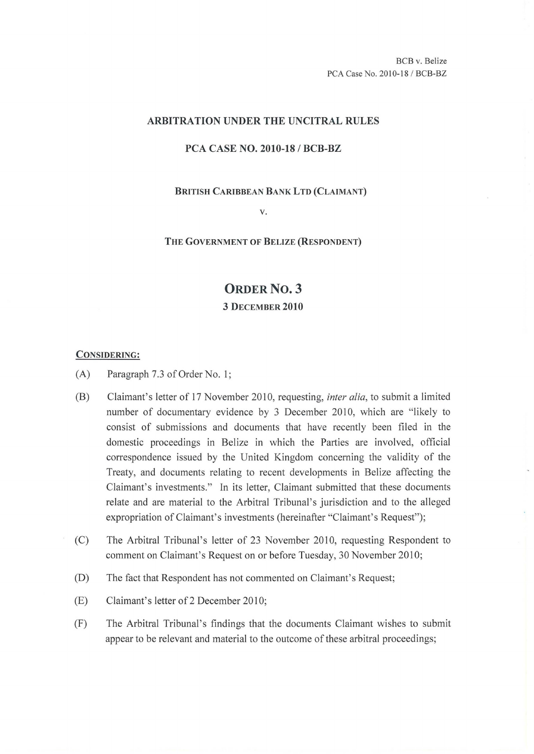BCB v. Belize
PCA Case No. 2010-18 / BCB-BZ

# ARBITRATION UNDER THE UNCITRAL RULES

## PCA CASE NO. 2010-18 / BCB-BZ

**BRITISH CARIBBEAN BANK LTD (CLAIMANT)**

v.

**THE GOVERNMENT OF BELIZE (RESPONDENT)**

# ORDER NO. 3

## 3 DECEMBER 2010

**CONSIDERING:**

(A) Paragraph 7.3 of Order No. 1;

(B) Claimant's letter of 17 November 2010, requesting, *inter alia*, to submit a limited number of documentary evidence by 3 December 2010, which are "likely to consist of submissions and documents that have recently been filed in the domestic proceedings in Belize in which the Parties are involved, official correspondence issued by the United Kingdom concerning the validity of the Treaty, and documents relating to recent developments in Belize affecting the Claimant's investments." In its letter, Claimant submitted that these documents relate and are material to the Arbitral Tribunal's jurisdiction and to the alleged expropriation of Claimant's investments (hereinafter "Claimant's Request");

(C) The Arbitral Tribunal's letter of 23 November 2010, requesting Respondent to comment on Claimant's Request on or before Tuesday, 30 November 2010;

(D) The fact that Respondent has not commented on Claimant's Request;

(E) Claimant's letter of 2 December 2010;

(F) The Arbitral Tribunal's findings that the documents Claimant wishes to submit appear to be relevant and material to the outcome of these arbitral proceedings;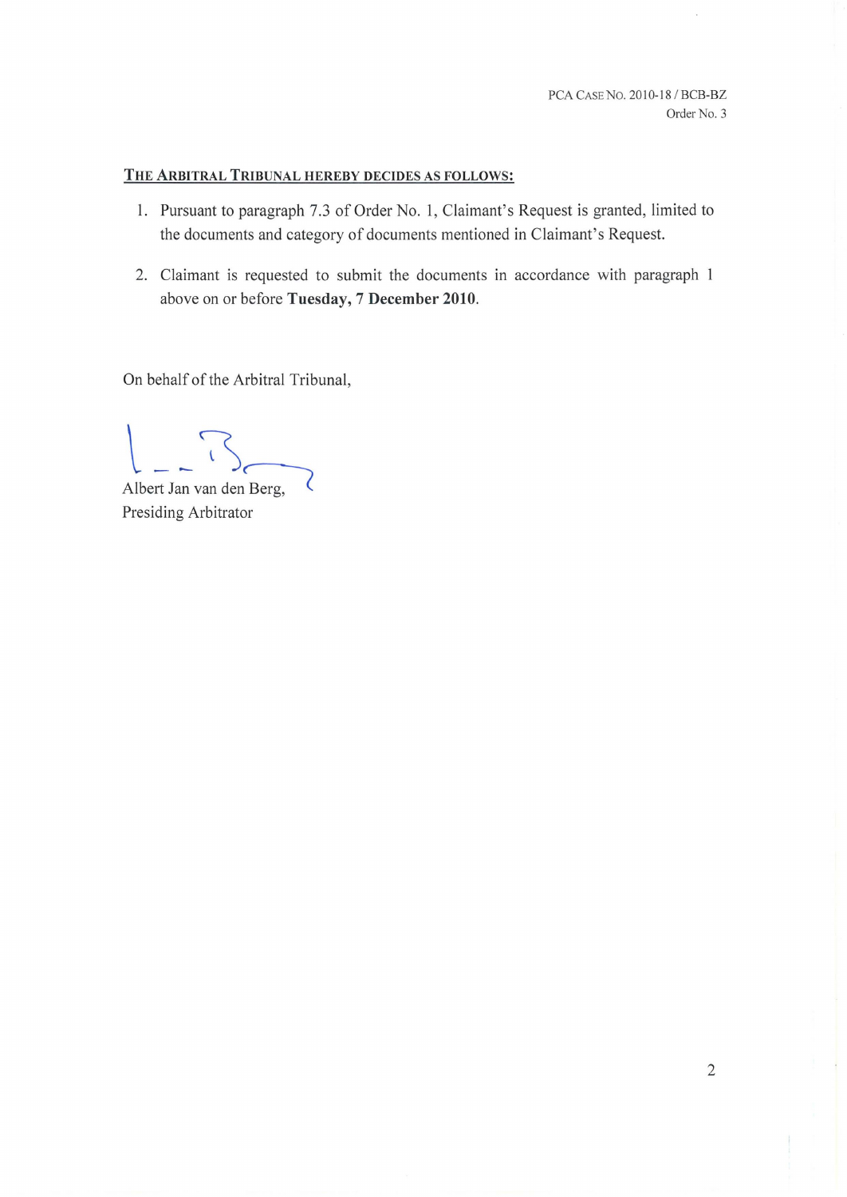PCA Case No. 2010-18 / BCB-BZ
Order No. 3

**The Arbitral Tribunal hereby decides as follows:**

1. Pursuant to paragraph 7.3 of Order No. 1, Claimant's Request is granted, limited to the documents and category of documents mentioned in Claimant's Request.

2. Claimant is requested to submit the documents in accordance with paragraph 1 above on or before **Tuesday, 7 December 2010**.

On behalf of the Arbitral Tribunal,

Albert Jan van den Berg,
Presiding Arbitrator